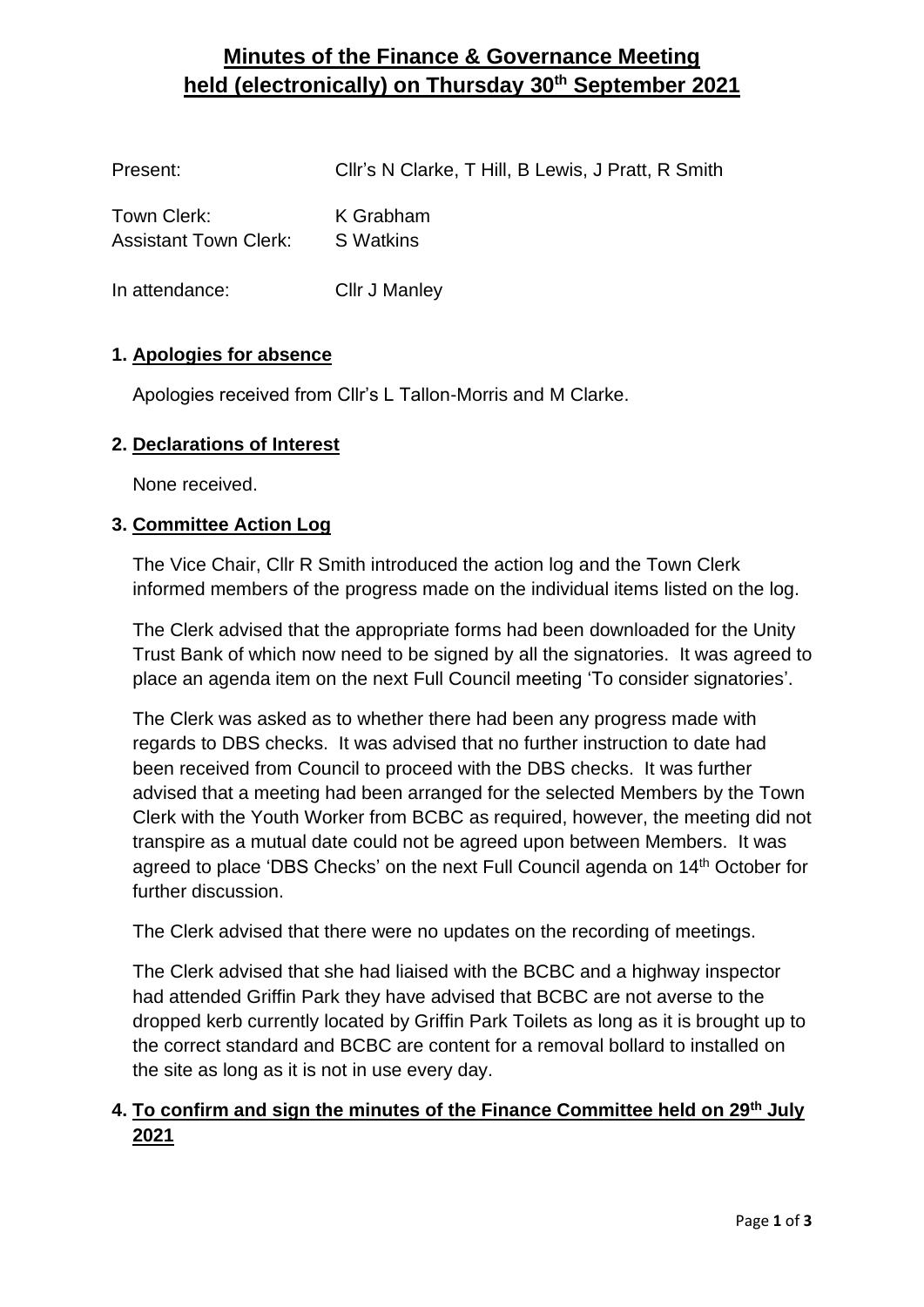# Minutes of the Finance & Governance Meeting held (electronically) on Thursday 30th September 2021

Present: Cllr's N Clarke, T Hill, B Lewis, J Pratt, R Smith

Town Clerk: K Grabham
Assistant Town Clerk: S Watkins

In attendance: Cllr J Manley

## 1. Apologies for absence

Apologies received from Cllr's L Tallon-Morris and M Clarke.

## 2. Declarations of Interest

None received.

## 3. Committee Action Log

The Vice Chair, Cllr R Smith introduced the action log and the Town Clerk informed members of the progress made on the individual items listed on the log.

The Clerk advised that the appropriate forms had been downloaded for the Unity Trust Bank of which now need to be signed by all the signatories. It was agreed to place an agenda item on the next Full Council meeting 'To consider signatories'.

The Clerk was asked as to whether there had been any progress made with regards to DBS checks. It was advised that no further instruction to date had been received from Council to proceed with the DBS checks. It was further advised that a meeting had been arranged for the selected Members by the Town Clerk with the Youth Worker from BCBC as required, however, the meeting did not transpire as a mutual date could not be agreed upon between Members. It was agreed to place 'DBS Checks' on the next Full Council agenda on 14th October for further discussion.

The Clerk advised that there were no updates on the recording of meetings.

The Clerk advised that she had liaised with the BCBC and a highway inspector had attended Griffin Park they have advised that BCBC are not averse to the dropped kerb currently located by Griffin Park Toilets as long as it is brought up to the correct standard and BCBC are content for a removal bollard to installed on the site as long as it is not in use every day.

## 4. To confirm and sign the minutes of the Finance Committee held on 29th July 2021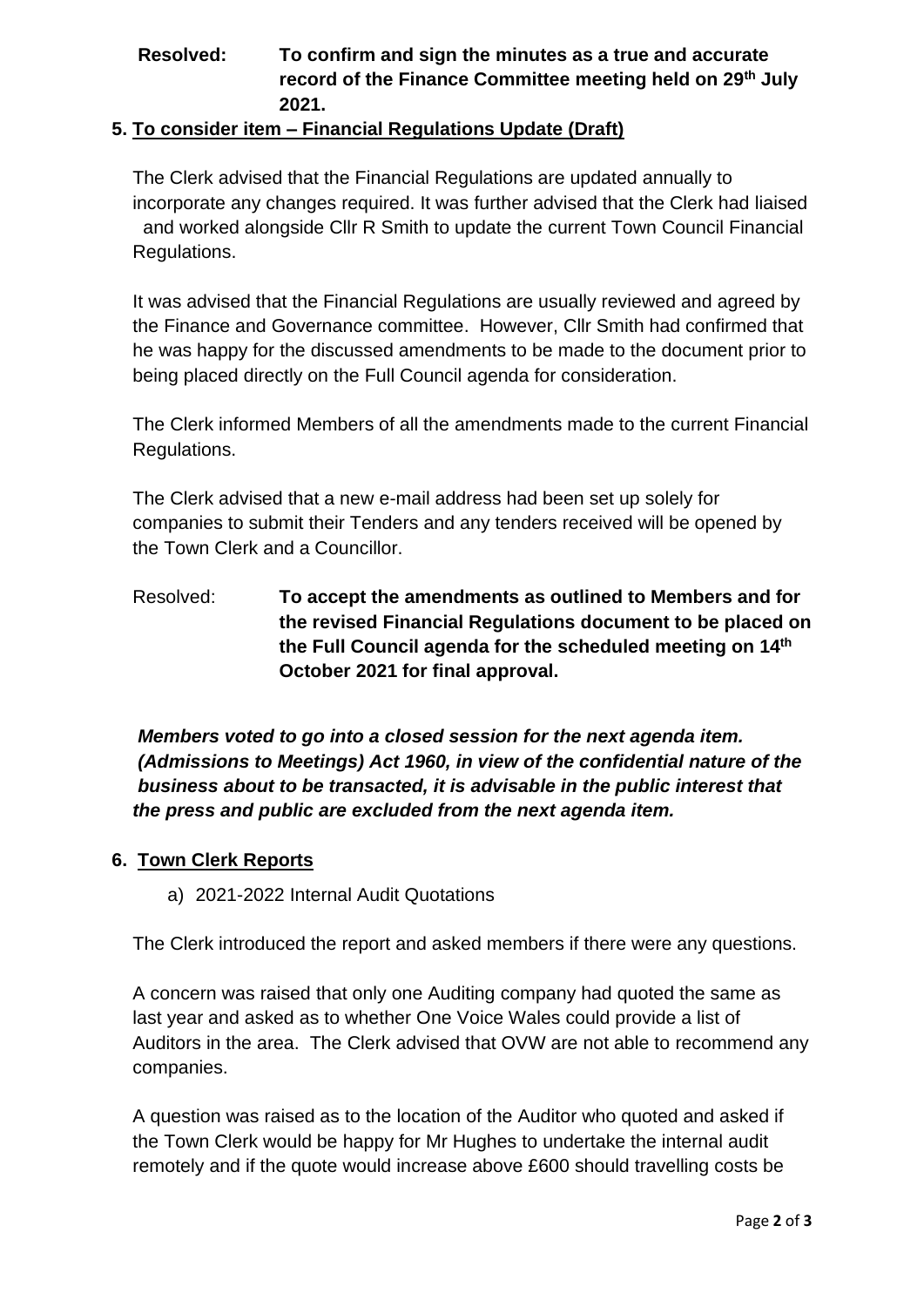**Resolved:** **To confirm and sign the minutes as a true and accurate record of the Finance Committee meeting held on 29th July 2021.**

## 5. To consider item – Financial Regulations Update (Draft)

The Clerk advised that the Financial Regulations are updated annually to incorporate any changes required. It was further advised that the Clerk had liaised and worked alongside Cllr R Smith to update the current Town Council Financial Regulations.

It was advised that the Financial Regulations are usually reviewed and agreed by the Finance and Governance committee. However, Cllr Smith had confirmed that he was happy for the discussed amendments to be made to the document prior to being placed directly on the Full Council agenda for consideration.

The Clerk informed Members of all the amendments made to the current Financial Regulations.

The Clerk advised that a new e-mail address had been set up solely for companies to submit their Tenders and any tenders received will be opened by the Town Clerk and a Councillor.

Resolved: **To accept the amendments as outlined to Members and for the revised Financial Regulations document to be placed on the Full Council agenda for the scheduled meeting on 14th October 2021 for final approval.**

***Members voted to go into a closed session for the next agenda item. (Admissions to Meetings) Act 1960, in view of the confidential nature of the business about to be transacted, it is advisable in the public interest that the press and public are excluded from the next agenda item.***

## 6. Town Clerk Reports

a) 2021-2022 Internal Audit Quotations

The Clerk introduced the report and asked members if there were any questions.

A concern was raised that only one Auditing company had quoted the same as last year and asked as to whether One Voice Wales could provide a list of Auditors in the area. The Clerk advised that OVW are not able to recommend any companies.

A question was raised as to the location of the Auditor who quoted and asked if the Town Clerk would be happy for Mr Hughes to undertake the internal audit remotely and if the quote would increase above £600 should travelling costs be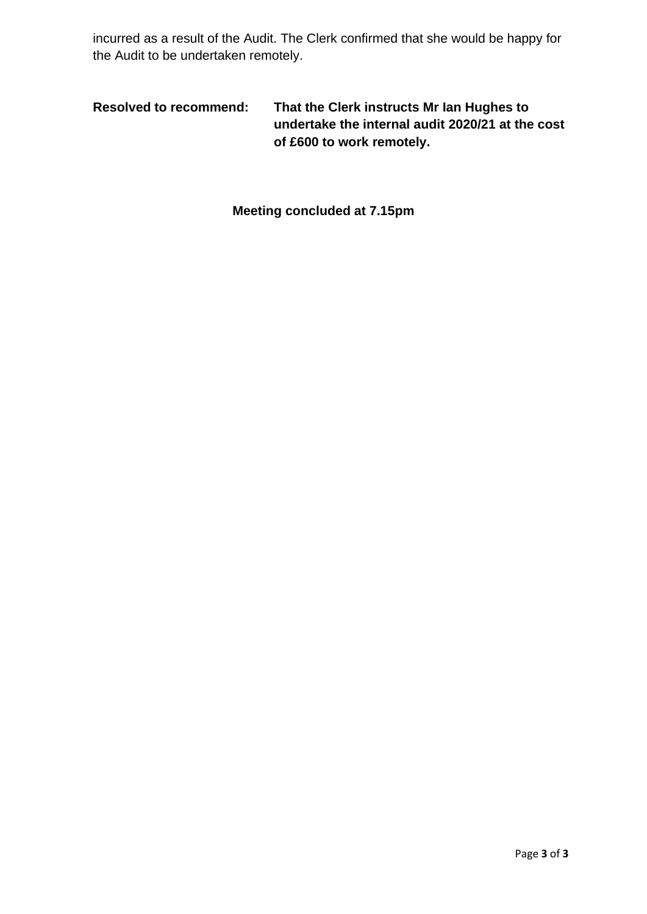incurred as a result of the Audit. The Clerk confirmed that she would be happy for the Audit to be undertaken remotely.

**Resolved to recommend:** **That the Clerk instructs Mr Ian Hughes to undertake the internal audit 2020/21 at the cost of £600 to work remotely.**

**Meeting concluded at 7.15pm**